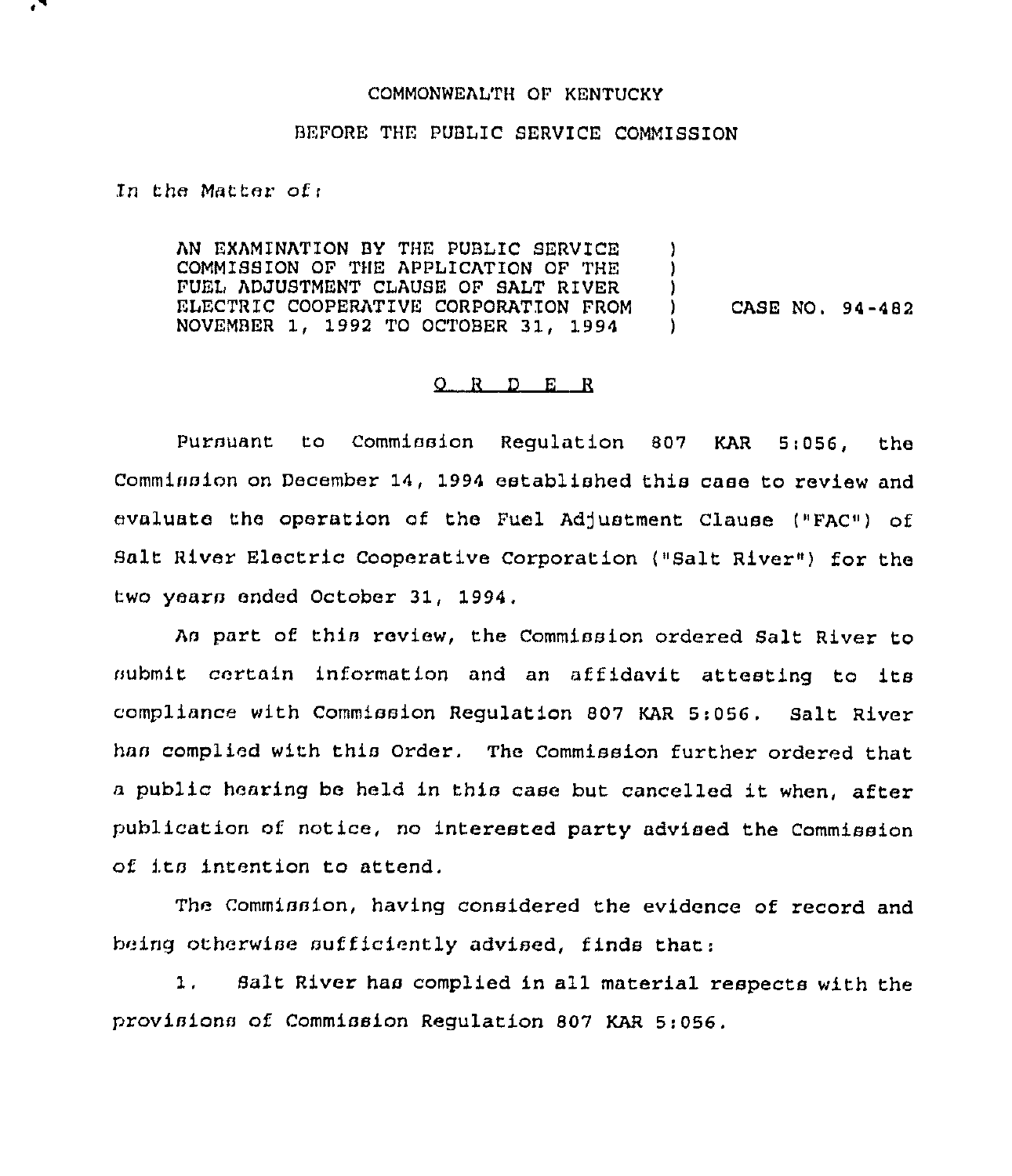COMMONWEALTH OF KENTUCKY

BEFORE THE PUBLIC SERVICE COMMISSION

In the Matter of:

AN EXAMINATION BY THE PUBLIC SERVICE COMMISSION OF THE APPLICATION OF THE FUEL ADJUSTMENT CLAUSE OF SALT RIVER ELECTRIC COOPERATIVE CORPORATION FROM NOVEMBER 1, 1992 TO OCTOBER 31, 1994 ) CASE NO. 94-482

O R D E R

Pursuant to Commission Regulation 807 KAR 5:056, the Commission on December 14, 1994 established this case to review and evaluate the operation of the Fuel Adjustment Clause ("FAC") of Salt River Electric Cooperative Corporation ("Salt River") for the two years ended October 31, 1994.

As part of this review, the Commission ordered Salt River to submit certain information and an affidavit attesting to its compliance with Commission Regulation 807 KAR 5:056. Salt River has complied with this Order. The Commission further ordered that a public hearing be held in this case but cancelled it when, after publication of notice, no interested party advised the Commission of its intention to attend.

The Commission, having considered the evidence of record and being otherwise sufficiently advised, finds that:

1. Salt River has complied in all material respects with the provisions of Commission Regulation 807 KAR 5:056.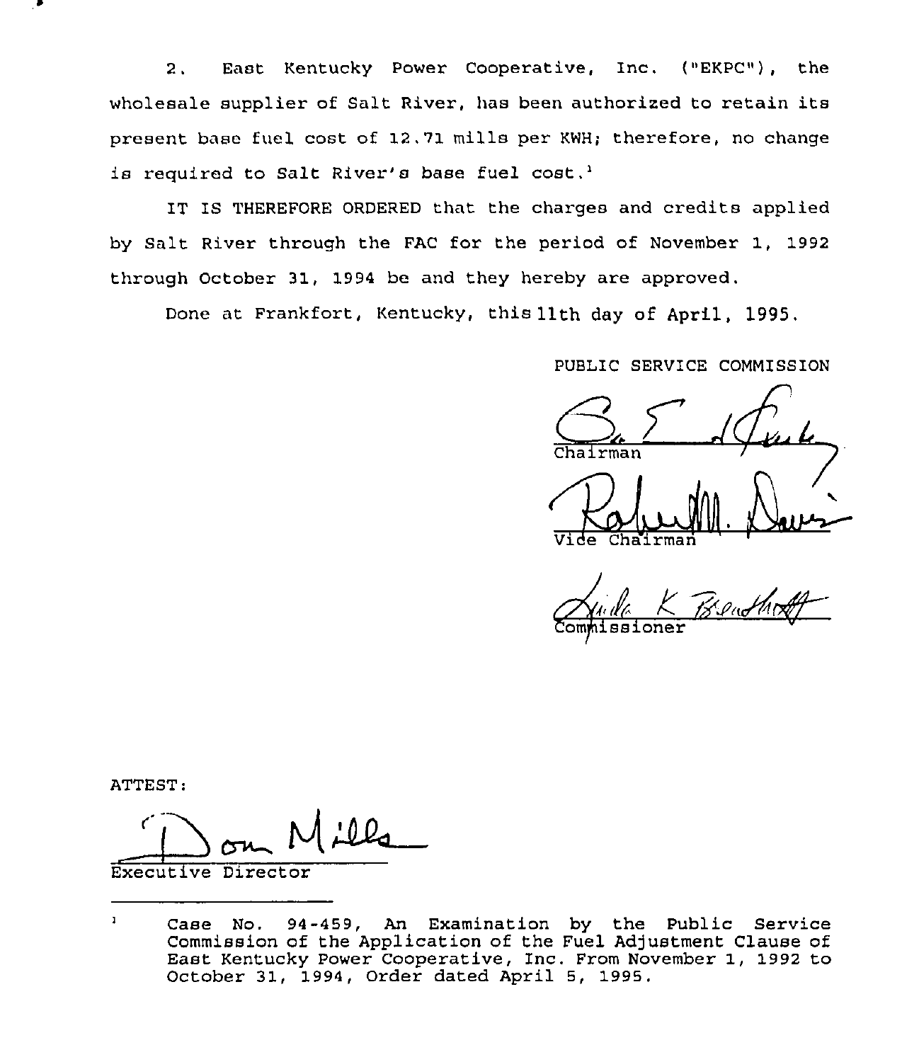2. East Kentucky Power Cooperative, Inc. ("EKPC"), the wholesale supplier of Salt River, has been authorized to retain its present base fuel cost of 12.71 mills per KWH; therefore, no change is required to Salt River's base fuel cost.[1]

IT IS THEREFORE ORDERED that the charges and credits applied by Salt River through the FAC for the period of November 1, 1992 through October 31, 1994 be and they hereby are approved.

Done at Frankfort, Kentucky, this 11th day of April, 1995.

PUBLIC SERVICE COMMISSION

Chairman

Vice Chairman

Commissioner

ATTEST:

Executive Director

---

[1] Case No. 94-459, An Examination by the Public Service Commission of the Application of the Fuel Adjustment Clause of East Kentucky Power Cooperative, Inc. From November 1, 1992 to October 31, 1994, Order dated April 5, 1995.